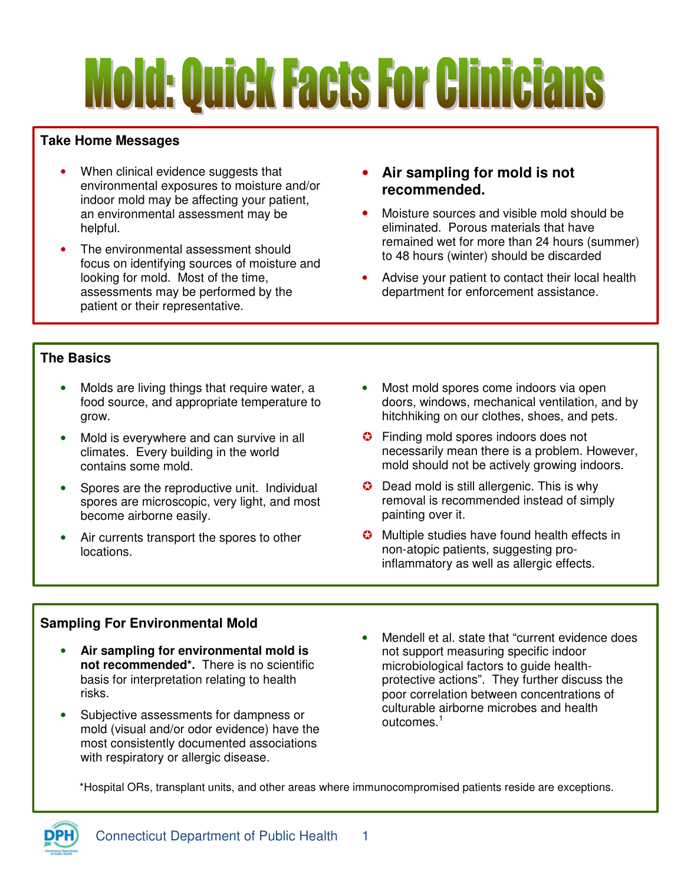# Mold: Quick Facts For Clinicians

## Take Home Messages

- When clinical evidence suggests that environmental exposures to moisture and/or indoor mold may be affecting your patient, an environmental assessment may be helpful.
- The environmental assessment should focus on identifying sources of moisture and looking for mold. Most of the time, assessments may be performed by the patient or their representative.
- **Air sampling for mold is not recommended.**
- Moisture sources and visible mold should be eliminated. Porous materials that have remained wet for more than 24 hours (summer) to 48 hours (winter) should be discarded
- Advise your patient to contact their local health department for enforcement assistance.

## The Basics

- Molds are living things that require water, a food source, and appropriate temperature to grow.
- Mold is everywhere and can survive in all climates. Every building in the world contains some mold.
- Spores are the reproductive unit. Individual spores are microscopic, very light, and most become airborne easily.
- Air currents transport the spores to other locations.
- Most mold spores come indoors via open doors, windows, mechanical ventilation, and by hitchhiking on our clothes, shoes, and pets.
- Finding mold spores indoors does not necessarily mean there is a problem. However, mold should not be actively growing indoors.
- Dead mold is still allergenic. This is why removal is recommended instead of simply painting over it.
- Multiple studies have found health effects in non-atopic patients, suggesting pro-inflammatory as well as allergic effects.

## Sampling For Environmental Mold

- **Air sampling for environmental mold is not recommended*.** There is no scientific basis for interpretation relating to health risks.
- Subjective assessments for dampness or mold (visual and/or odor evidence) have the most consistently documented associations with respiratory or allergic disease.
- Mendell et al. state that "current evidence does not support measuring specific indoor microbiological factors to guide health-protective actions". They further discuss the poor correlation between concentrations of culturable airborne microbes and health outcomes.[1]

*Hospital ORs, transplant units, and other areas where immunocompromised patients reside are exceptions.

Connecticut Department of Public Health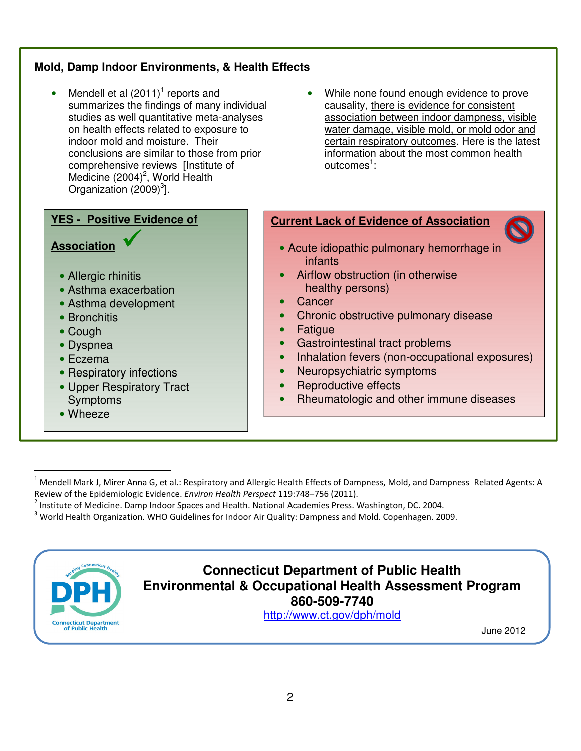## Mold, Damp Indoor Environments, & Health Effects

- Mendell et al (2011)[1] reports and summarizes the findings of many individual studies as well quantitative meta-analyses on health effects related to exposure to indoor mold and moisture. Their conclusions are similar to those from prior comprehensive reviews [Institute of Medicine (2004)[2], World Health Organization (2009)[3]].

- While none found enough evidence to prove causality, there is evidence for consistent association between indoor dampness, visible water damage, visible mold, or mold odor and certain respiratory outcomes. Here is the latest information about the most common health outcomes[1]:

### YES - Positive Evidence of Association ✓

- Allergic rhinitis
- Asthma exacerbation
- Asthma development
- Bronchitis
- Cough
- Dyspnea
- Eczema
- Respiratory infections
- Upper Respiratory Tract Symptoms
- Wheeze

### Current Lack of Evidence of Association

- Acute idiopathic pulmonary hemorrhage in infants
- Airflow obstruction (in otherwise healthy persons)
- Cancer
- Chronic obstructive pulmonary disease
- Fatigue
- Gastrointestinal tract problems
- Inhalation fevers (non-occupational exposures)
- Neuropsychiatric symptoms
- Reproductive effects
- Rheumatologic and other immune diseases

---

[1] Mendell Mark J, Mirer Anna G, et al.: Respiratory and Allergic Health Effects of Dampness, Mold, and Dampness-Related Agents: A Review of the Epidemiologic Evidence. *Environ Health Perspect* 119:748–756 (2011).

[2] Institute of Medicine. Damp Indoor Spaces and Health. National Academies Press. Washington, DC. 2004.

[3] World Health Organization. WHO Guidelines for Indoor Air Quality: Dampness and Mold. Copenhagen. 2009.

**Connecticut Department of Public Health**
**Environmental & Occupational Health Assessment Program**
**860-509-7740**
http://www.ct.gov/dph/mold

June 2012